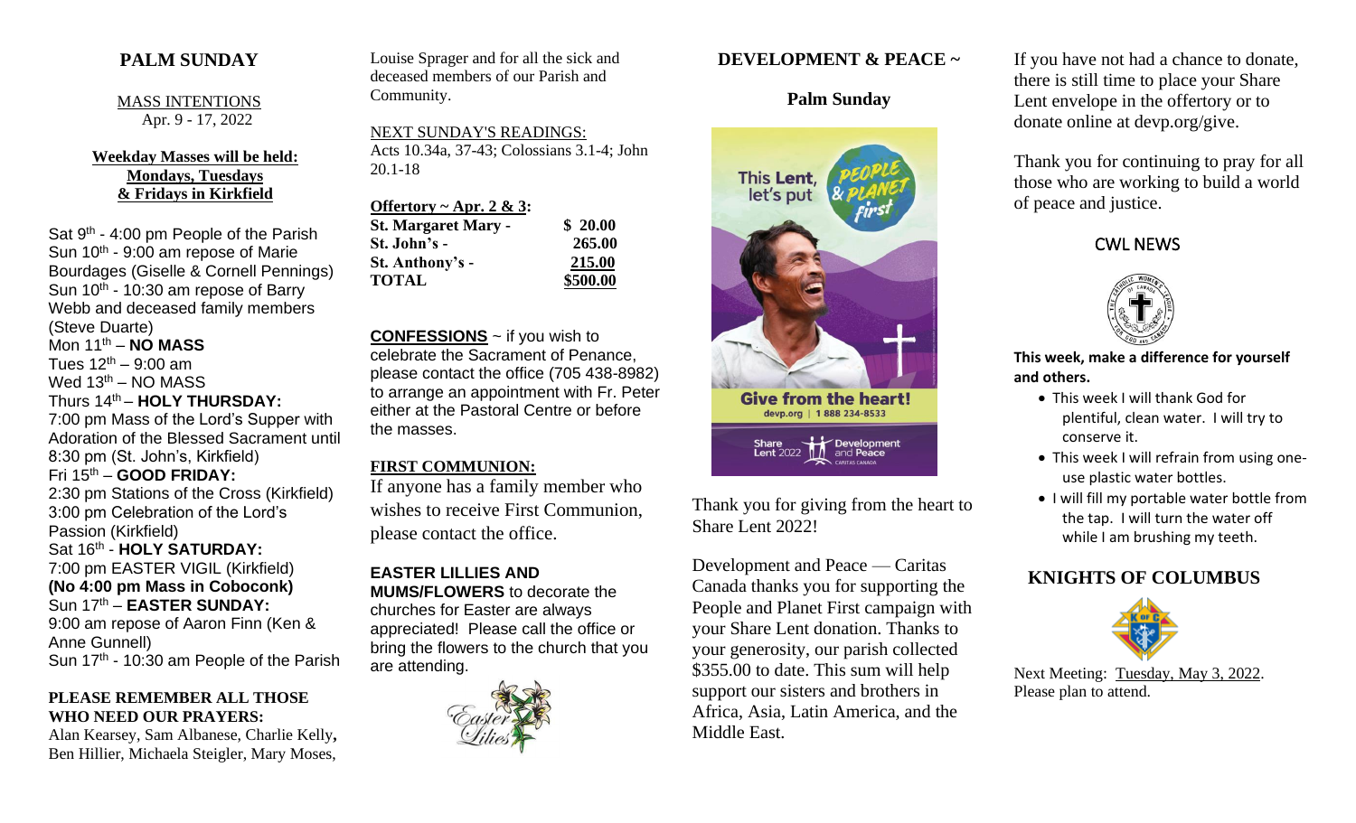## PALM SUNDAY

MASS INTENTIONS
Apr. 9 - 17, 2022

**Weekday Masses will be held: Mondays, Tuesdays & Fridays in Kirkfield**

Sat 9th - 4:00 pm People of the Parish
Sun 10th - 9:00 am repose of Marie Bourdages (Giselle & Cornell Pennings)
Sun 10th - 10:30 am repose of Barry Webb and deceased family members (Steve Duarte)
Mon 11th – **NO MASS**
Tues 12th – 9:00 am
Wed 13th – NO MASS
Thurs 14th – **HOLY THURSDAY:**
7:00 pm Mass of the Lord's Supper with Adoration of the Blessed Sacrament until 8:30 pm (St. John's, Kirkfield)
Fri 15th – **GOOD FRIDAY:**
2:30 pm Stations of the Cross (Kirkfield)
3:00 pm Celebration of the Lord's Passion (Kirkfield)
Sat 16th - **HOLY SATURDAY:**
7:00 pm EASTER VIGIL (Kirkfield)
**(No 4:00 pm Mass in Coboconk)**
Sun 17th – **EASTER SUNDAY:**
9:00 am repose of Aaron Finn (Ken & Anne Gunnell)
Sun 17th - 10:30 am People of the Parish

**PLEASE REMEMBER ALL THOSE WHO NEED OUR PRAYERS:**
Alan Kearsey, Sam Albanese, Charlie Kelly, Ben Hillier, Michaela Steigler, Mary Moses, Louise Sprager and for all the sick and deceased members of our Parish and Community.

NEXT SUNDAY'S READINGS:
Acts 10.34a, 37-43; Colossians 3.1-4; John 20.1-18

| **Offertory ~ Apr. 2 & 3:** | |
|---|---|
| **St. Margaret Mary -** | **$ 20.00** |
| **St. John's -** | **265.00** |
| **St. Anthony's -** | **215.00** |
| **TOTAL** | **$500.00** |

**CONFESSIONS** ~ if you wish to celebrate the Sacrament of Penance, please contact the office (705 438-8982) to arrange an appointment with Fr. Peter either at the Pastoral Centre or before the masses.

**FIRST COMMUNION:**
If anyone has a family member who wishes to receive First Communion, please contact the office.

**EASTER LILLIES AND MUMS/FLOWERS** to decorate the churches for Easter are always appreciated! Please call the office or bring the flowers to the church that you are attending.

## DEVELOPMENT & PEACE ~

**Palm Sunday**

Thank you for giving from the heart to Share Lent 2022!

Development and Peace — Caritas Canada thanks you for supporting the People and Planet First campaign with your Share Lent donation. Thanks to your generosity, our parish collected $355.00 to date. This sum will help support our sisters and brothers in Africa, Asia, Latin America, and the Middle East.

If you have not had a chance to donate, there is still time to place your Share Lent envelope in the offertory or to donate online at devp.org/give.

Thank you for continuing to pray for all those who are working to build a world of peace and justice.

## CWL NEWS

**This week, make a difference for yourself and others.**

- This week I will thank God for plentiful, clean water. I will try to conserve it.
- This week I will refrain from using one-use plastic water bottles.
- I will fill my portable water bottle from the tap. I will turn the water off while I am brushing my teeth.

## KNIGHTS OF COLUMBUS

Next Meeting: Tuesday, May 3, 2022. Please plan to attend.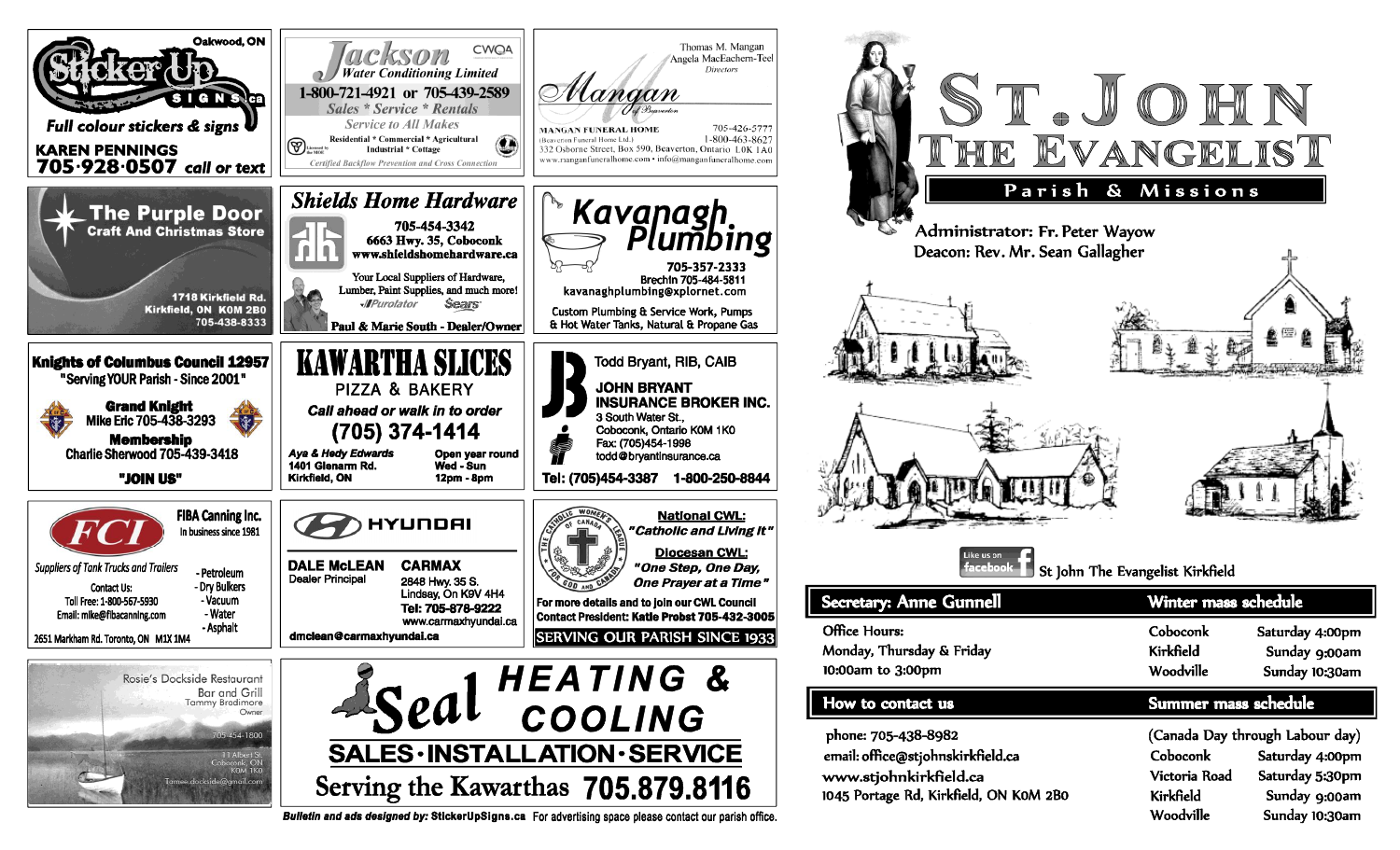Oakwood, ON

**Sticker Up SIGNS .ca**

*Full colour stickers & signs*

**KAREN PENNINGS**
**705·928·0507** *call or text*

---

**Jackson Water Conditioning Limited** CWQA

1-800-721-4921 or 705-439-2589

*Sales * Service * Rentals*

*Service to All Makes*

Residential * Commercial * Agricultural
Industrial * Cottage

*Certified Backflow Prevention and Cross Connection*

---

Thomas M. Mangan
Angela MacEachern-Teel
*Directors*

**Mangan** *of Beaverton*

MANGAN FUNERAL HOME (Beaverton Funeral Home Ltd.) 705-426-5777
1-800-463-8627
332 Osborne Street, Box 590, Beaverton, Ontario L0K 1A0
www.manganfuneralhome.com • info@manganfuneralhome.com

---

**The Purple Door**
**Craft And Christmas Store**

1718 Kirkfield Rd.
Kirkfield, ON K0M 2B0
705-438-8333

---

***Shields Home Hardware***

705-454-3342
6663 Hwy. 35, Coboconk
www.shieldshomehardware.ca

Your Local Suppliers of Hardware, Lumber, Paint Supplies, and much more!

Purolator Sears

**Paul & Marie South - Dealer/Owner**

---

**Kavanagh Plumbing**

705-357-2333
Brechin 705-484-5811
kavanaghplumbing@xplornet.com

Custom Plumbing & Service Work, Pumps
& Hot Water Tanks, Natural & Propane Gas

---

**Knights of Columbus Council 12957**
"Serving YOUR Parish - Since 2001"

**Grand Knight**
Mike Eric 705-438-3293

**Membership**
Charlie Sherwood 705-439-3418

**"JOIN US"**

---

**KAWARTHA SLICES**
PIZZA & BAKERY

*Call ahead or walk in to order*

**(705) 374-1414**

*Aya & Hedy Edwards*
1401 Glenarm Rd.
Kirkfield, ON

*Open year round*
Wed - Sun
12pm - 8pm

---

Todd Bryant, RIB, CAIB

**JOHN BRYANT INSURANCE BROKER INC.**
3 South Water St.,
Coboconk, Ontario K0M 1K0
Fax: (705)454-1998
todd@bryantinsurance.ca

Tel: (705)454-3387 1-800-250-8844

---

**FCI** FIBA Canning Inc.
In business since 1981

*Suppliers of Tank Trucks and Trailers*

Contact Us:
Toll Free: 1-800-567-5930
Email: mike@fibacanning.com

- Petroleum
- Dry Bulkers
- Vacuum
- Water
- Asphalt

2651 Markham Rd. Toronto, ON M1X 1M4

---

**HYUNDAI**

**DALE McLEAN**
Dealer Principal

**CARMAX**
2848 Hwy. 35 S.
Lindsay, On K9V 4H4
Tel: 705-878-9222
www.carmaxhyundai.ca

dmclean@carmaxhyundai.ca

---

**National CWL:**
*"Catholic and Living It"*

**Diocesan CWL:**
*"One Step, One Day, One Prayer at a Time"*

For more details and to join our CWL Council
Contact President: Katie Probst 705-432-3005

SERVING OUR PARISH SINCE 1933

---

Rosie's Dockside Restaurant
Bar and Grill
Tammy Brodimore
Owner

705-454-1800
11 Albert St.
Coboconk, ON
K0M 1K0
Tamms.dockside@gmail.com

---

**Seal HEATING & COOLING**

**SALES·INSTALLATION·SERVICE**

Serving the Kawarthas **705.879.8116**

---

*Bulletin and ads designed by: StickerUpSigns.ca* For advertising space please contact our parish office.

---

# ST. JOHN THE EVANGELIST

## Parish & Missions

Administrator: Fr. Peter Wayow
Deacon: Rev. Mr. Sean Gallagher

Like us on facebook — St John The Evangelist Kirkfield

## Secretary: Anne Gunnell

Office Hours:
Monday, Thursday & Friday
10:00am to 3:00pm

## How to contact us

phone: 705-438-8982
email: office@stjohnskirkfield.ca
www.stjohnkirkfield.ca
1045 Portage Rd, Kirkfield, ON K0M 2B0

## Winter mass schedule

| | |
|---|---|
| Coboconk | Saturday 4:00pm |
| Kirkfield | Sunday 9:00am |
| Woodville | Sunday 10:30am |

## Summer mass schedule

(Canada Day through Labour day)

| | |
|---|---|
| Coboconk | Saturday 4:00pm |
| Victoria Road | Saturday 5:30pm |
| Kirkfield | Sunday 9:00am |
| Woodville | Sunday 10:30am |